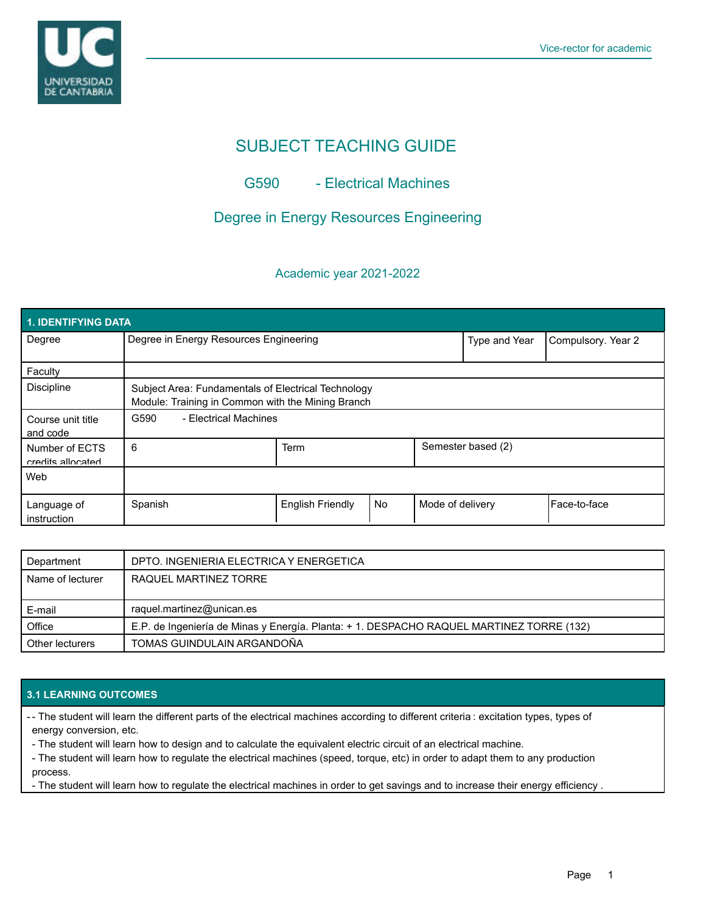# SUBJECT TEACHING GUIDE

## G590 - Electrical Machines

## Degree in Energy Resources Engineering

### Academic year 2021-2022

| 1. IDENTIFYING DATA | | | | |
|---|---|---|---|---|
| Degree | Degree in Energy Resources Engineering | | Type and Year | Compulsory. Year 2 |
| Faculty | | | | |
| Discipline | Subject Area: Fundamentals of Electrical Technology<br>Module: Training in Common with the Mining Branch | | | |
| Course unit title and code | G590 - Electrical Machines | | | |
| Number of ECTS credits allocated | 6 | Term | Semester based (2) | |
| Web | | | | |
| Language of instruction | Spanish | English Friendly: No | Mode of delivery | Face-to-face |

| | |
|---|---|
| Department | DPTO. INGENIERIA ELECTRICA Y ENERGETICA |
| Name of lecturer | RAQUEL MARTINEZ TORRE |
| E-mail | raquel.martinez@unican.es |
| Office | E.P. de Ingeniería de Minas y Energía. Planta: + 1. DESPACHO RAQUEL MARTINEZ TORRE (132) |
| Other lecturers | TOMAS GUINDULAIN ARGANDOÑA |

## 3.1 LEARNING OUTCOMES

- - The student will learn the different parts of the electrical machines according to different criteria : excitation types, types of energy conversion, etc.
- The student will learn how to design and to calculate the equivalent electric circuit of an electrical machine.
- The student will learn how to regulate the electrical machines (speed, torque, etc) in order to adapt them to any production process.
- The student will learn how to regulate the electrical machines in order to get savings and to increase their energy efficiency .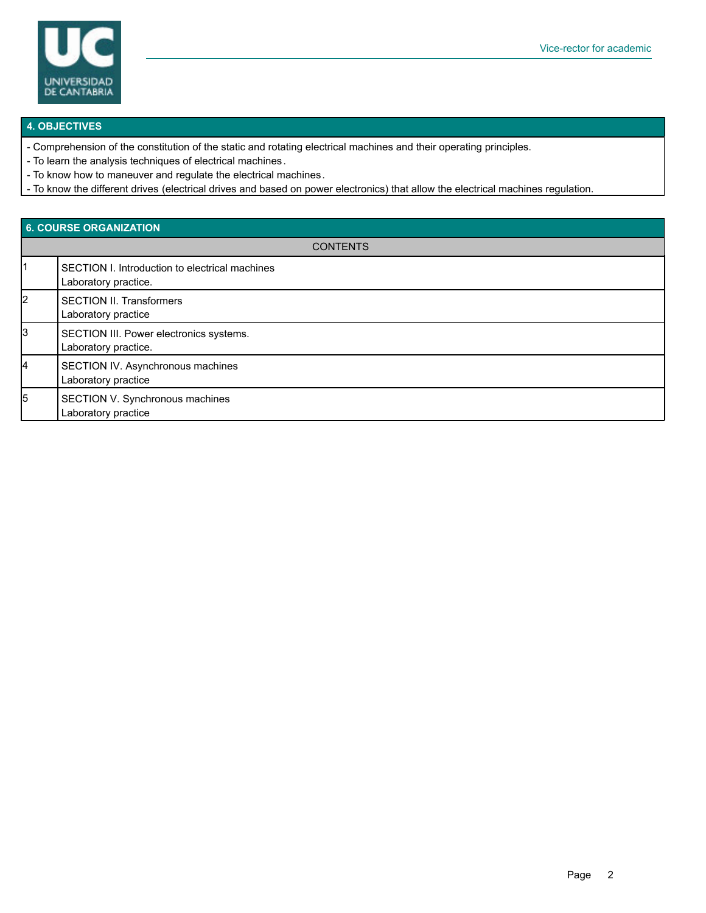## 4. OBJECTIVES

- Comprehension of the constitution of the static and rotating electrical machines and their operating principles.
- To learn the analysis techniques of electrical machines.
- To know how to maneuver and regulate the electrical machines.
- To know the different drives (electrical drives and based on power electronics) that allow the electrical machines regulation.

## 6. COURSE ORGANIZATION

| | CONTENTS |
|---|---|
| 1 | SECTION I. Introduction to electrical machines<br>Laboratory practice. |
| 2 | SECTION II. Transformers<br>Laboratory practice |
| 3 | SECTION III. Power electronics systems.<br>Laboratory practice. |
| 4 | SECTION IV. Asynchronous machines<br>Laboratory practice |
| 5 | SECTION V. Synchronous machines<br>Laboratory practice |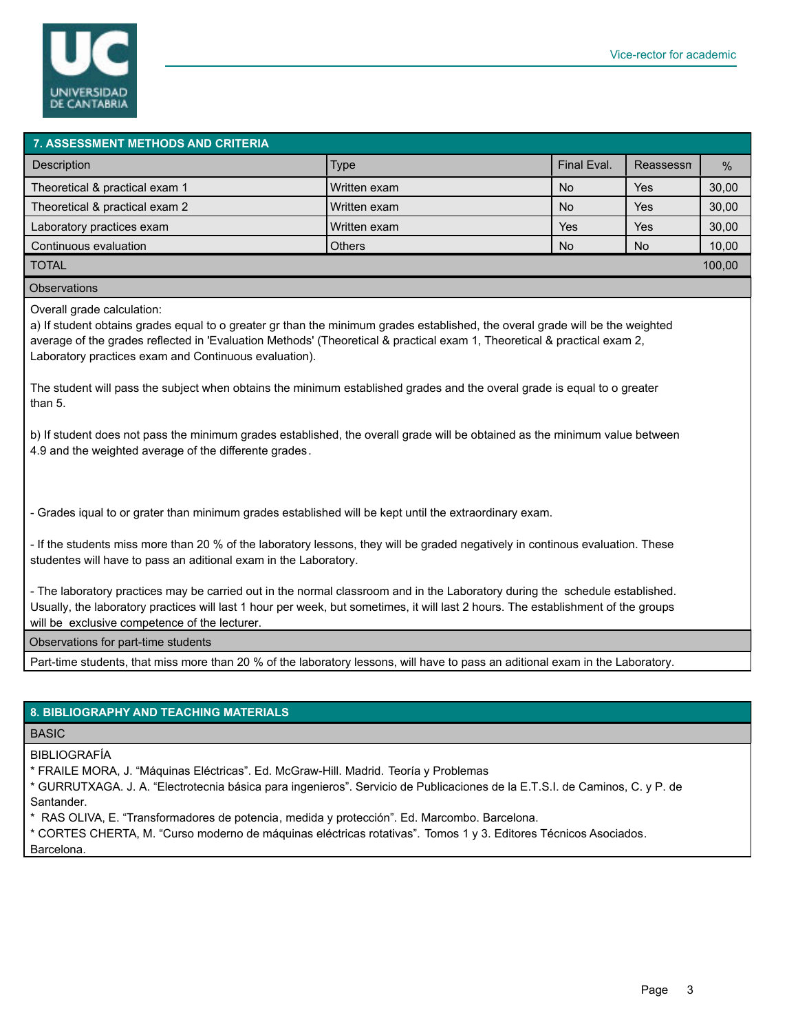## 7. ASSESSMENT METHODS AND CRITERIA

| Description | Type | Final Eval. | Reassessn | % |
|---|---|---|---|---|
| Theoretical & practical exam 1 | Written exam | No | Yes | 30,00 |
| Theoretical & practical exam 2 | Written exam | No | Yes | 30,00 |
| Laboratory practices exam | Written exam | Yes | Yes | 30,00 |
| Continuous evaluation | Others | No | No | 10,00 |
| TOTAL | | | | 100,00 |

### Observations

Overall grade calculation:
a) If student obtains grades equal to o greater gr than the minimum grades established, the overal grade will be the weighted average of the grades reflected in 'Evaluation Methods' (Theoretical & practical exam 1, Theoretical & practical exam 2, Laboratory practices exam and Continuous evaluation).

The student will pass the subject when obtains the minimum established grades and the overal grade is equal to o greater than 5.

b) If student does not pass the minimum grades established, the overall grade will be obtained as the minimum value between 4.9 and the weighted average of the differente grades.

- Grades iqual to or grater than minimum grades established will be kept until the extraordinary exam.

- If the students miss more than 20 % of the laboratory lessons, they will be graded negatively in continous evaluation. These studentes will have to pass an aditional exam in the Laboratory.

- The laboratory practices may be carried out in the normal classroom and in the Laboratory during the schedule established. Usually, the laboratory practices will last 1 hour per week, but sometimes, it will last 2 hours. The establishment of the groups will be exclusive competence of the lecturer.

### Observations for part-time students

Part-time students, that miss more than 20 % of the laboratory lessons, will have to pass an aditional exam in the Laboratory.

## 8. BIBLIOGRAPHY AND TEACHING MATERIALS

### BASIC

BIBLIOGRAFÍA
* FRAILE MORA, J. “Máquinas Eléctricas”. Ed. McGraw-Hill. Madrid. Teoría y Problemas
* GURRUTXAGA. J. A. “Electrotecnia básica para ingenieros”. Servicio de Publicaciones de la E.T.S.I. de Caminos, C. y P. de Santander.
* RAS OLIVA, E. “Transformadores de potencia, medida y protección”. Ed. Marcombo. Barcelona.
* CORTES CHERTA, M. “Curso moderno de máquinas eléctricas rotativas”. Tomos 1 y 3. Editores Técnicos Asociados. Barcelona.